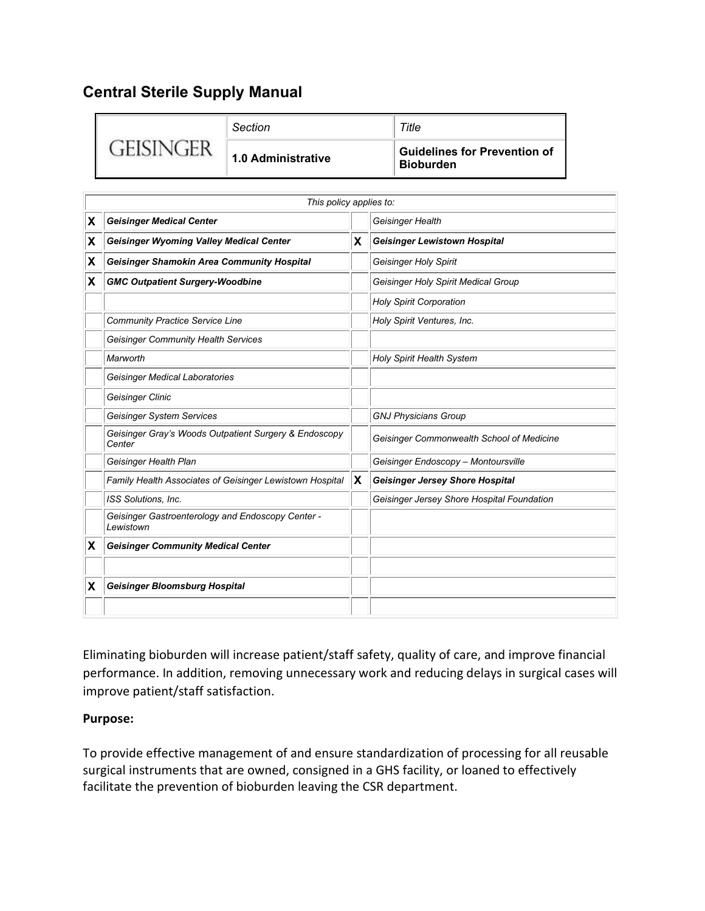# Central Sterile Supply Manual

| GEISINGER | *Section* | *Title* |
|---|---|---|
| | **1.0 Administrative** | **Guidelines for Prevention of Bioburden** |

| *This policy applies to:* | | | |
|---|---|---|---|
| **X** | ***Geisinger Medical Center*** | | *Geisinger Health* |
| **X** | ***Geisinger Wyoming Valley Medical Center*** | **X** | ***Geisinger Lewistown Hospital*** |
| **X** | ***Geisinger Shamokin Area Community Hospital*** | | *Geisinger Holy Spirit* |
| **X** | ***GMC Outpatient Surgery-Woodbine*** | | *Geisinger Holy Spirit Medical Group* |
| | | | *Holy Spirit Corporation* |
| | *Community Practice Service Line* | | *Holy Spirit Ventures, Inc.* |
| | *Geisinger Community Health Services* | | |
| | *Marworth* | | *Holy Spirit Health System* |
| | *Geisinger Medical Laboratories* | | |
| | *Geisinger Clinic* | | |
| | *Geisinger System Services* | | *GNJ Physicians Group* |
| | *Geisinger Gray's Woods Outpatient Surgery & Endoscopy Center* | | *Geisinger Commonwealth School of Medicine* |
| | *Geisinger Health Plan* | | *Geisinger Endoscopy – Montoursville* |
| | *Family Health Associates of Geisinger Lewistown Hospital* | **X** | ***Geisinger Jersey Shore Hospital*** |
| | *ISS Solutions, Inc.* | | *Geisinger Jersey Shore Hospital Foundation* |
| | *Geisinger Gastroenterology and Endoscopy Center - Lewistown* | | |
| **X** | ***Geisinger Community Medical Center*** | | |
| | | | |
| **X** | ***Geisinger Bloomsburg Hospital*** | | |
| | | | |

Eliminating bioburden will increase patient/staff safety, quality of care, and improve financial performance. In addition, removing unnecessary work and reducing delays in surgical cases will improve patient/staff satisfaction.

**Purpose:**

To provide effective management of and ensure standardization of processing for all reusable surgical instruments that are owned, consigned in a GHS facility, or loaned to effectively facilitate the prevention of bioburden leaving the CSR department.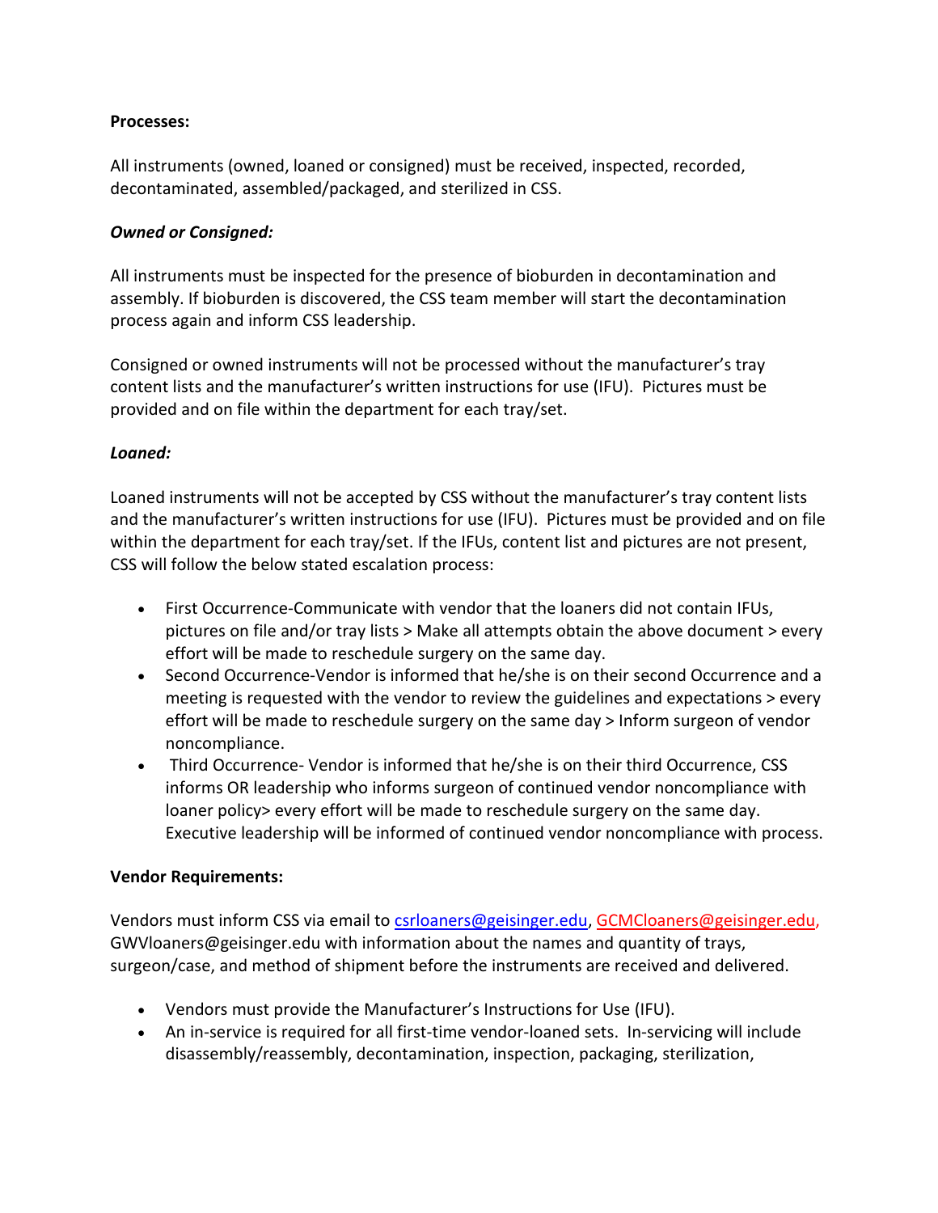**Processes:**

All instruments (owned, loaned or consigned) must be received, inspected, recorded, decontaminated, assembled/packaged, and sterilized in CSS.

***Owned or Consigned:***

All instruments must be inspected for the presence of bioburden in decontamination and assembly. If bioburden is discovered, the CSS team member will start the decontamination process again and inform CSS leadership.

Consigned or owned instruments will not be processed without the manufacturer's tray content lists and the manufacturer's written instructions for use (IFU). Pictures must be provided and on file within the department for each tray/set.

***Loaned:***

Loaned instruments will not be accepted by CSS without the manufacturer's tray content lists and the manufacturer's written instructions for use (IFU). Pictures must be provided and on file within the department for each tray/set. If the IFUs, content list and pictures are not present, CSS will follow the below stated escalation process:

- First Occurrence-Communicate with vendor that the loaners did not contain IFUs, pictures on file and/or tray lists > Make all attempts obtain the above document > every effort will be made to reschedule surgery on the same day.
- Second Occurrence-Vendor is informed that he/she is on their second Occurrence and a meeting is requested with the vendor to review the guidelines and expectations > every effort will be made to reschedule surgery on the same day > Inform surgeon of vendor noncompliance.
- Third Occurrence- Vendor is informed that he/she is on their third Occurrence, CSS informs OR leadership who informs surgeon of continued vendor noncompliance with loaner policy> every effort will be made to reschedule surgery on the same day. Executive leadership will be informed of continued vendor noncompliance with process.

**Vendor Requirements:**

Vendors must inform CSS via email to csrloaners@geisinger.edu, GCMCloaners@geisinger.edu, GWVloaners@geisinger.edu with information about the names and quantity of trays, surgeon/case, and method of shipment before the instruments are received and delivered.

- Vendors must provide the Manufacturer's Instructions for Use (IFU).
- An in-service is required for all first-time vendor-loaned sets. In-servicing will include disassembly/reassembly, decontamination, inspection, packaging, sterilization,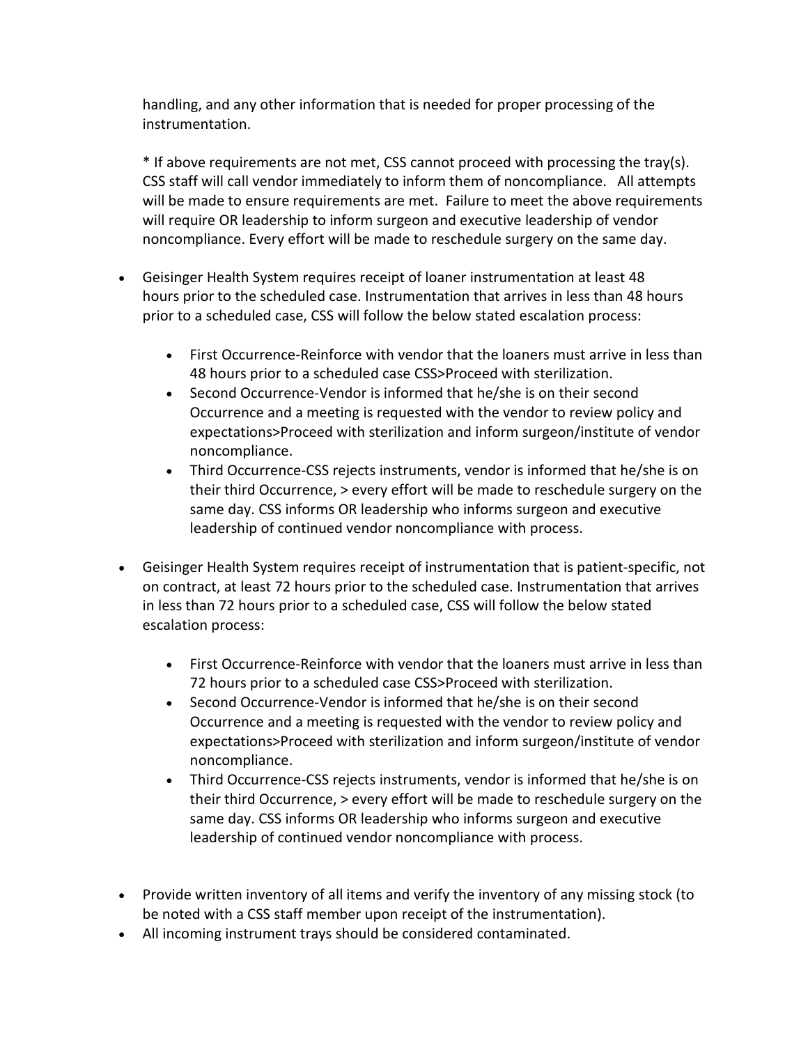handling, and any other information that is needed for proper processing of the instrumentation.

* If above requirements are not met, CSS cannot proceed with processing the tray(s). CSS staff will call vendor immediately to inform them of noncompliance. All attempts will be made to ensure requirements are met. Failure to meet the above requirements will require OR leadership to inform surgeon and executive leadership of vendor noncompliance. Every effort will be made to reschedule surgery on the same day.

- Geisinger Health System requires receipt of loaner instrumentation at least 48 hours prior to the scheduled case. Instrumentation that arrives in less than 48 hours prior to a scheduled case, CSS will follow the below stated escalation process:
    - First Occurrence-Reinforce with vendor that the loaners must arrive in less than 48 hours prior to a scheduled case CSS>Proceed with sterilization.
    - Second Occurrence-Vendor is informed that he/she is on their second Occurrence and a meeting is requested with the vendor to review policy and expectations>Proceed with sterilization and inform surgeon/institute of vendor noncompliance.
    - Third Occurrence-CSS rejects instruments, vendor is informed that he/she is on their third Occurrence, > every effort will be made to reschedule surgery on the same day. CSS informs OR leadership who informs surgeon and executive leadership of continued vendor noncompliance with process.
- Geisinger Health System requires receipt of instrumentation that is patient-specific, not on contract, at least 72 hours prior to the scheduled case. Instrumentation that arrives in less than 72 hours prior to a scheduled case, CSS will follow the below stated escalation process:
    - First Occurrence-Reinforce with vendor that the loaners must arrive in less than 72 hours prior to a scheduled case CSS>Proceed with sterilization.
    - Second Occurrence-Vendor is informed that he/she is on their second Occurrence and a meeting is requested with the vendor to review policy and expectations>Proceed with sterilization and inform surgeon/institute of vendor noncompliance.
    - Third Occurrence-CSS rejects instruments, vendor is informed that he/she is on their third Occurrence, > every effort will be made to reschedule surgery on the same day. CSS informs OR leadership who informs surgeon and executive leadership of continued vendor noncompliance with process.
- Provide written inventory of all items and verify the inventory of any missing stock (to be noted with a CSS staff member upon receipt of the instrumentation).
- All incoming instrument trays should be considered contaminated.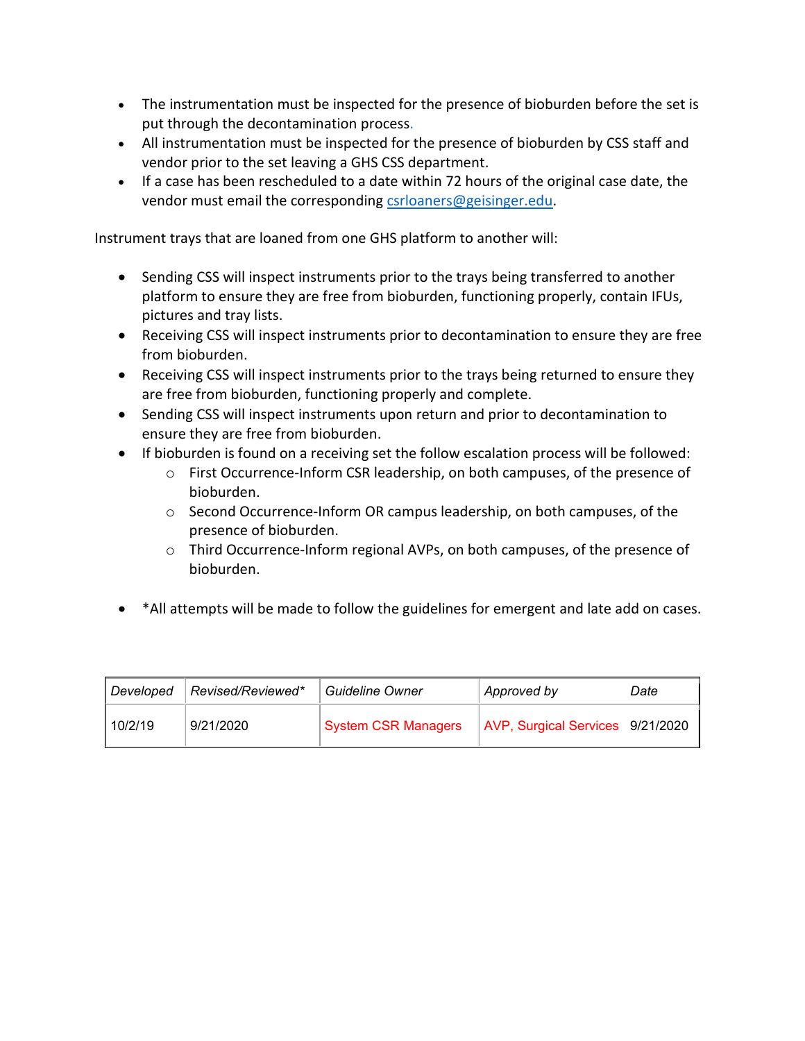- The instrumentation must be inspected for the presence of bioburden before the set is put through the decontamination process.
- All instrumentation must be inspected for the presence of bioburden by CSS staff and vendor prior to the set leaving a GHS CSS department.
- If a case has been rescheduled to a date within 72 hours of the original case date, the vendor must email the corresponding csrloaners@geisinger.edu.

Instrument trays that are loaned from one GHS platform to another will:

- Sending CSS will inspect instruments prior to the trays being transferred to another platform to ensure they are free from bioburden, functioning properly, contain IFUs, pictures and tray lists.
- Receiving CSS will inspect instruments prior to decontamination to ensure they are free from bioburden.
- Receiving CSS will inspect instruments prior to the trays being returned to ensure they are free from bioburden, functioning properly and complete.
- Sending CSS will inspect instruments upon return and prior to decontamination to ensure they are free from bioburden.
- If bioburden is found on a receiving set the follow escalation process will be followed:
  - First Occurrence-Inform CSR leadership, on both campuses, of the presence of bioburden.
  - Second Occurrence-Inform OR campus leadership, on both campuses, of the presence of bioburden.
  - Third Occurrence-Inform regional AVPs, on both campuses, of the presence of bioburden.

- *All attempts will be made to follow the guidelines for emergent and late add on cases.

| *Developed* | *Revised/Reviewed** | *Guideline Owner* | *Approved by* | *Date* |
|---|---|---|---|---|
| 10/2/19 | 9/21/2020 | System CSR Managers | AVP, Surgical Services | 9/21/2020 |